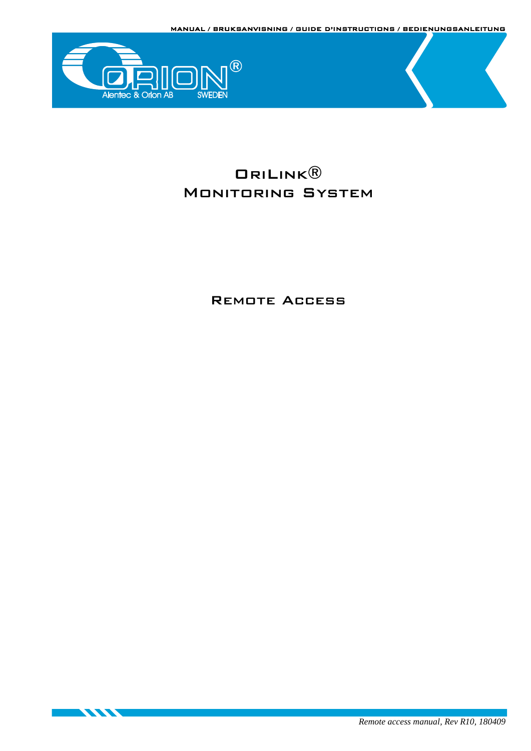MANUAL / BRUKSANVISNING / GUIDE D'INSTRUCTIONS / BEDIENUNGSANLEITUNG

ORION® Alentec & Orion AB SWEDEN

# OriLink® Monitoring System

## Remote Access

*Remote access manual, Rev R10, 180409*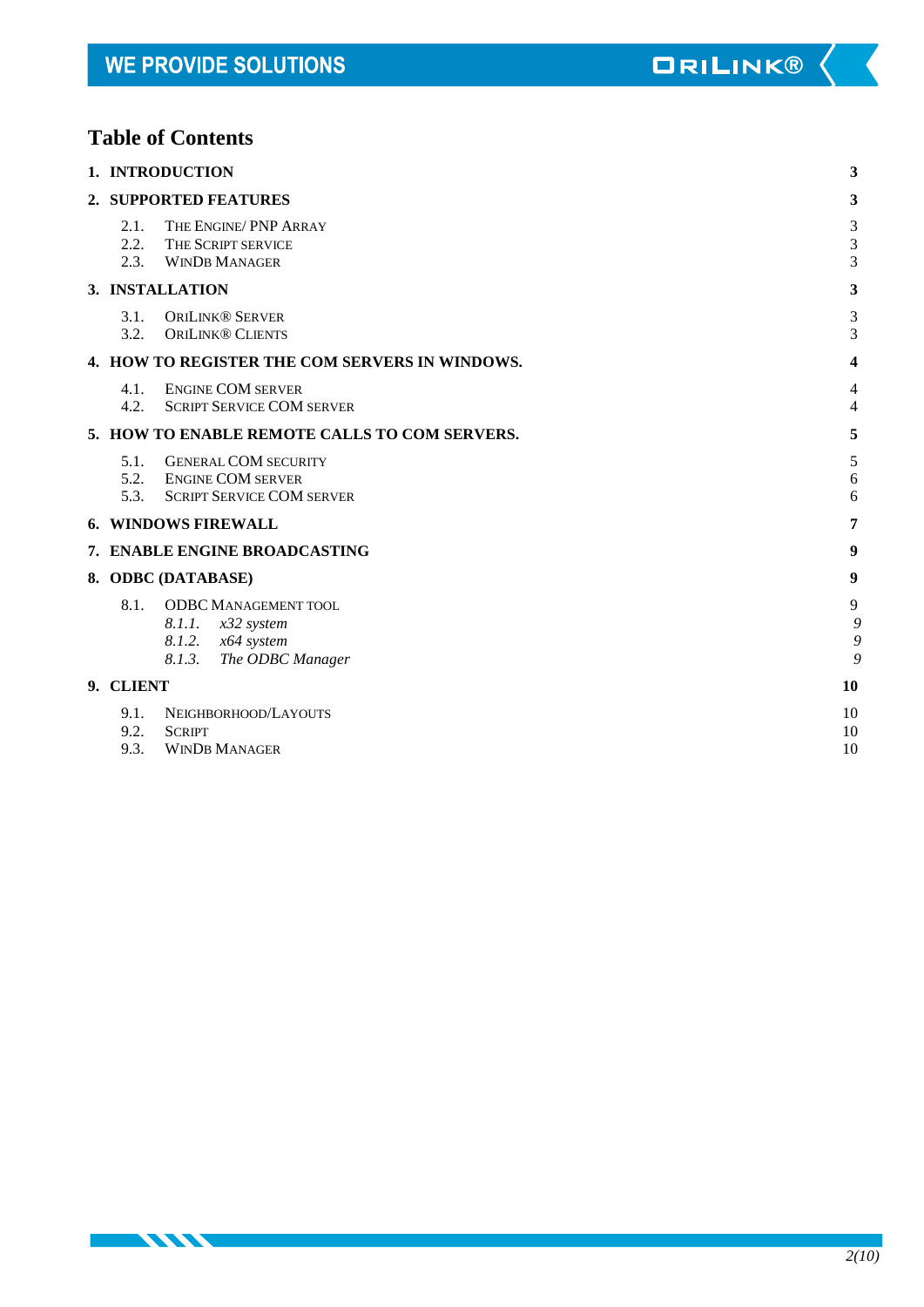## Table of Contents

| | |
|---|---|
| **1. INTRODUCTION** | **3** |
| **2. SUPPORTED FEATURES** | **3** |
| 2.1. THE ENGINE/ PNP ARRAY | 3 |
| 2.2. THE SCRIPT SERVICE | 3 |
| 2.3. WINDB MANAGER | 3 |
| **3. INSTALLATION** | **3** |
| 3.1. ORILINK® SERVER | 3 |
| 3.2. ORILINK® CLIENTS | 3 |
| **4. HOW TO REGISTER THE COM SERVERS IN WINDOWS.** | **4** |
| 4.1. ENGINE COM SERVER | 4 |
| 4.2. SCRIPT SERVICE COM SERVER | 4 |
| **5. HOW TO ENABLE REMOTE CALLS TO COM SERVERS.** | **5** |
| 5.1. GENERAL COM SECURITY | 5 |
| 5.2. ENGINE COM SERVER | 6 |
| 5.3. SCRIPT SERVICE COM SERVER | 6 |
| **6. WINDOWS FIREWALL** | **7** |
| **7. ENABLE ENGINE BROADCASTING** | **9** |
| **8. ODBC (DATABASE)** | **9** |
| 8.1. ODBC MANAGEMENT TOOL | 9 |
| *8.1.1. x32 system* | *9* |
| *8.1.2. x64 system* | *9* |
| *8.1.3. The ODBC Manager* | *9* |
| **9. CLIENT** | **10** |
| 9.1. NEIGHBORHOOD/LAYOUTS | 10 |
| 9.2. SCRIPT | 10 |
| 9.3. WINDB MANAGER | 10 |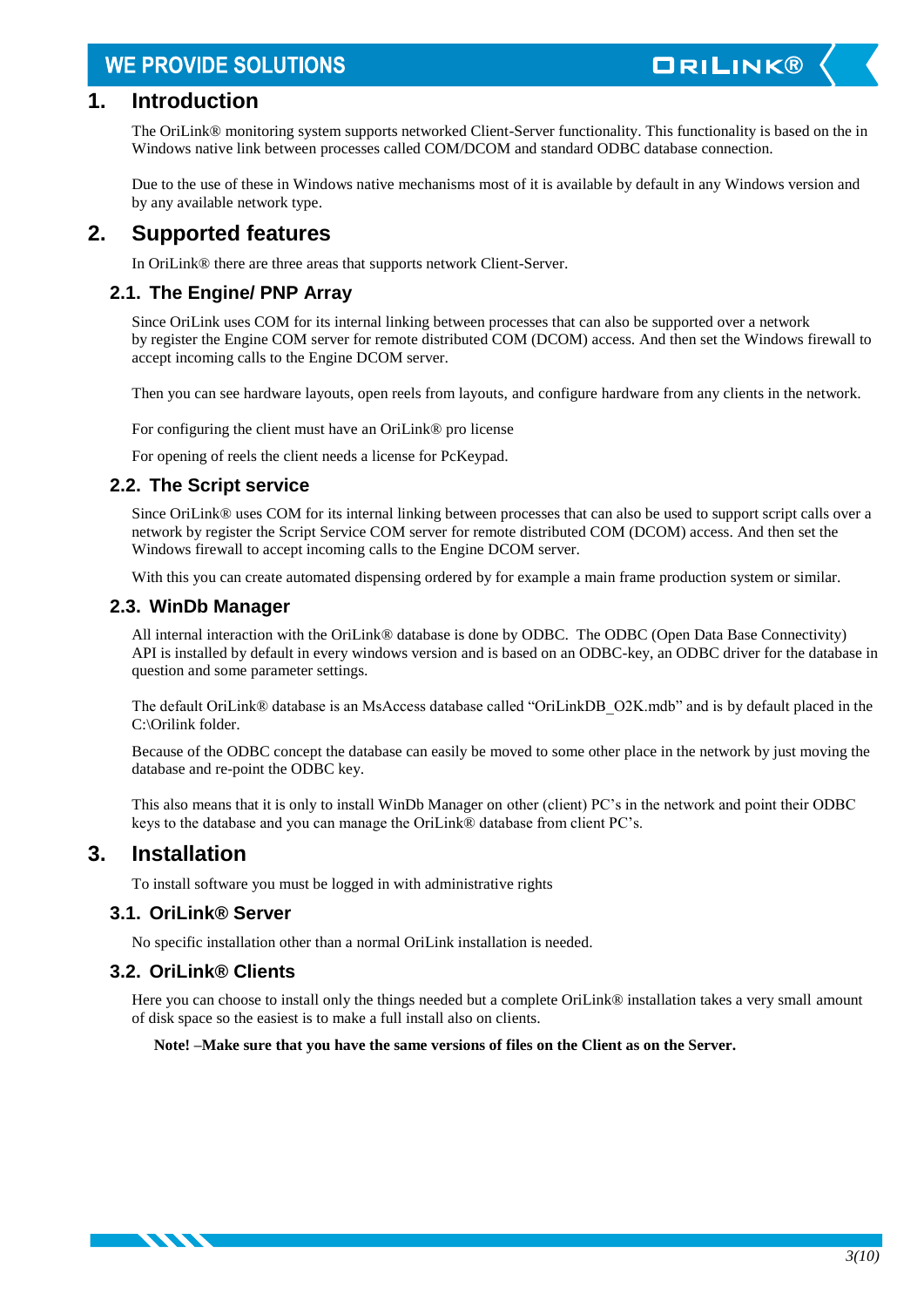# 1. Introduction

The OriLink® monitoring system supports networked Client-Server functionality. This functionality is based on the in Windows native link between processes called COM/DCOM and standard ODBC database connection.

Due to the use of these in Windows native mechanisms most of it is available by default in any Windows version and by any available network type.

# 2. Supported features

In OriLink® there are three areas that supports network Client-Server.

## 2.1. The Engine/ PNP Array

Since OriLink uses COM for its internal linking between processes that can also be supported over a network by register the Engine COM server for remote distributed COM (DCOM) access. And then set the Windows firewall to accept incoming calls to the Engine DCOM server.

Then you can see hardware layouts, open reels from layouts, and configure hardware from any clients in the network.

For configuring the client must have an OriLink® pro license

For opening of reels the client needs a license for PcKeypad.

## 2.2. The Script service

Since OriLink® uses COM for its internal linking between processes that can also be used to support script calls over a network by register the Script Service COM server for remote distributed COM (DCOM) access. And then set the Windows firewall to accept incoming calls to the Engine DCOM server.

With this you can create automated dispensing ordered by for example a main frame production system or similar.

## 2.3. WinDb Manager

All internal interaction with the OriLink® database is done by ODBC. The ODBC (Open Data Base Connectivity) API is installed by default in every windows version and is based on an ODBC-key, an ODBC driver for the database in question and some parameter settings.

The default OriLink® database is an MsAccess database called "OriLinkDB_O2K.mdb" and is by default placed in the C:\Orilink folder.

Because of the ODBC concept the database can easily be moved to some other place in the network by just moving the database and re-point the ODBC key.

This also means that it is only to install WinDb Manager on other (client) PC's in the network and point their ODBC keys to the database and you can manage the OriLink® database from client PC's.

# 3. Installation

To install software you must be logged in with administrative rights

## 3.1. OriLink® Server

No specific installation other than a normal OriLink installation is needed.

## 3.2. OriLink® Clients

Here you can choose to install only the things needed but a complete OriLink® installation takes a very small amount of disk space so the easiest is to make a full install also on clients.

**Note! –Make sure that you have the same versions of files on the Client as on the Server.**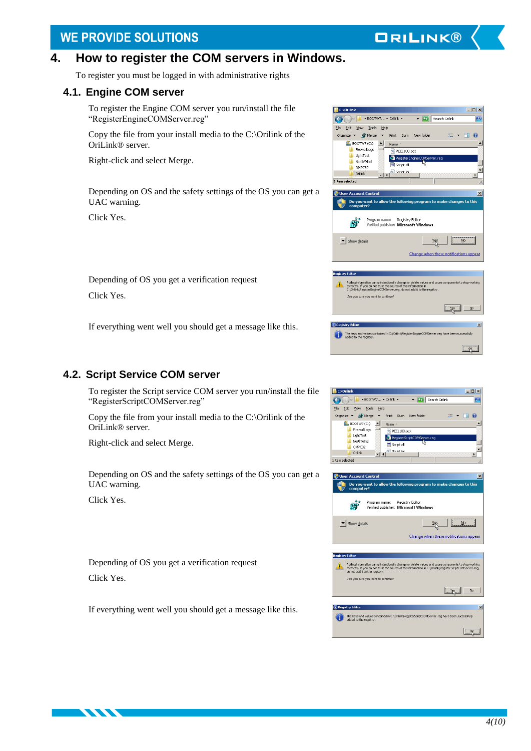# 4. How to register the COM servers in Windows.

To register you must be logged in with administrative rights

## 4.1. Engine COM server

To register the Engine COM server you run/install the file "RegisterEngineCOMServer.reg"

Copy the file from your install media to the C:\Orilink of the OriLink® server.

Right-click and select Merge.

Depending on OS and the safety settings of the OS you can get a UAC warning.

Click Yes.

Depending of OS you get a verification request

Click Yes.

If everything went well you should get a message like this.

## 4.2. Script Service COM server

To register the Script service COM server you run/install the file "RegisterScriptCOMServer.reg"

Copy the file from your install media to the C:\Orilink of the OriLink® server.

Right-click and select Merge.

Depending on OS and the safety settings of the OS you can get a UAC warning.

Click Yes.

Depending of OS you get a verification request

Click Yes.

If everything went well you should get a message like this.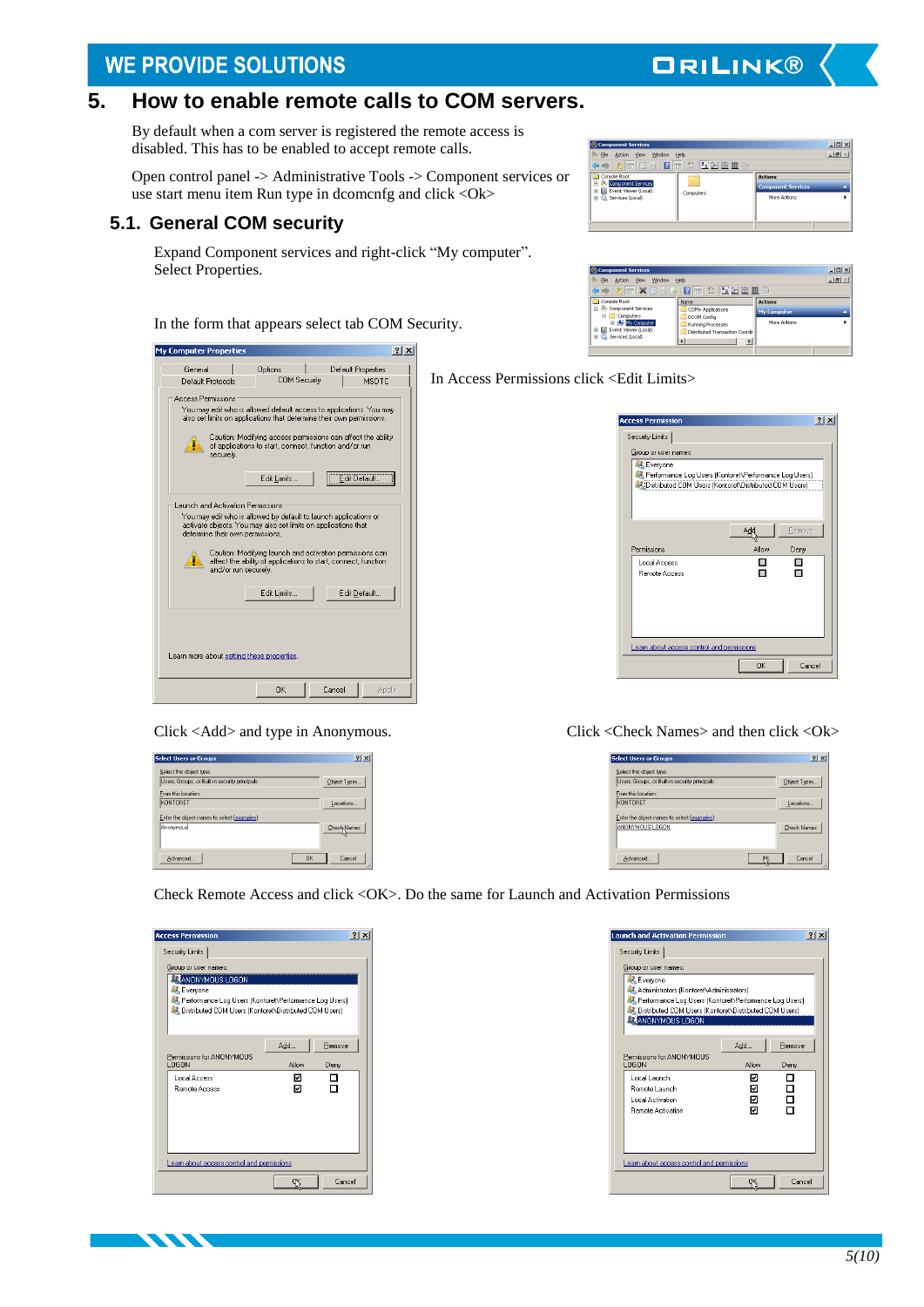## 5. How to enable remote calls to COM servers.

By default when a com server is registered the remote access is disabled. This has to be enabled to accept remote calls.

Open control panel -> Administrative Tools -> Component services or use start menu item Run type in dcomcnfg and click <Ok>

### 5.1. General COM security

Expand Component services and right-click "My computer". Select Properties.

In the form that appears select tab COM Security.

In Access Permissions click <Edit Limits>

Click <Add> and type in Anonymous.

Click <Check Names> and then click <Ok>

Check Remote Access and click <OK>. Do the same for Launch and Activation Permissions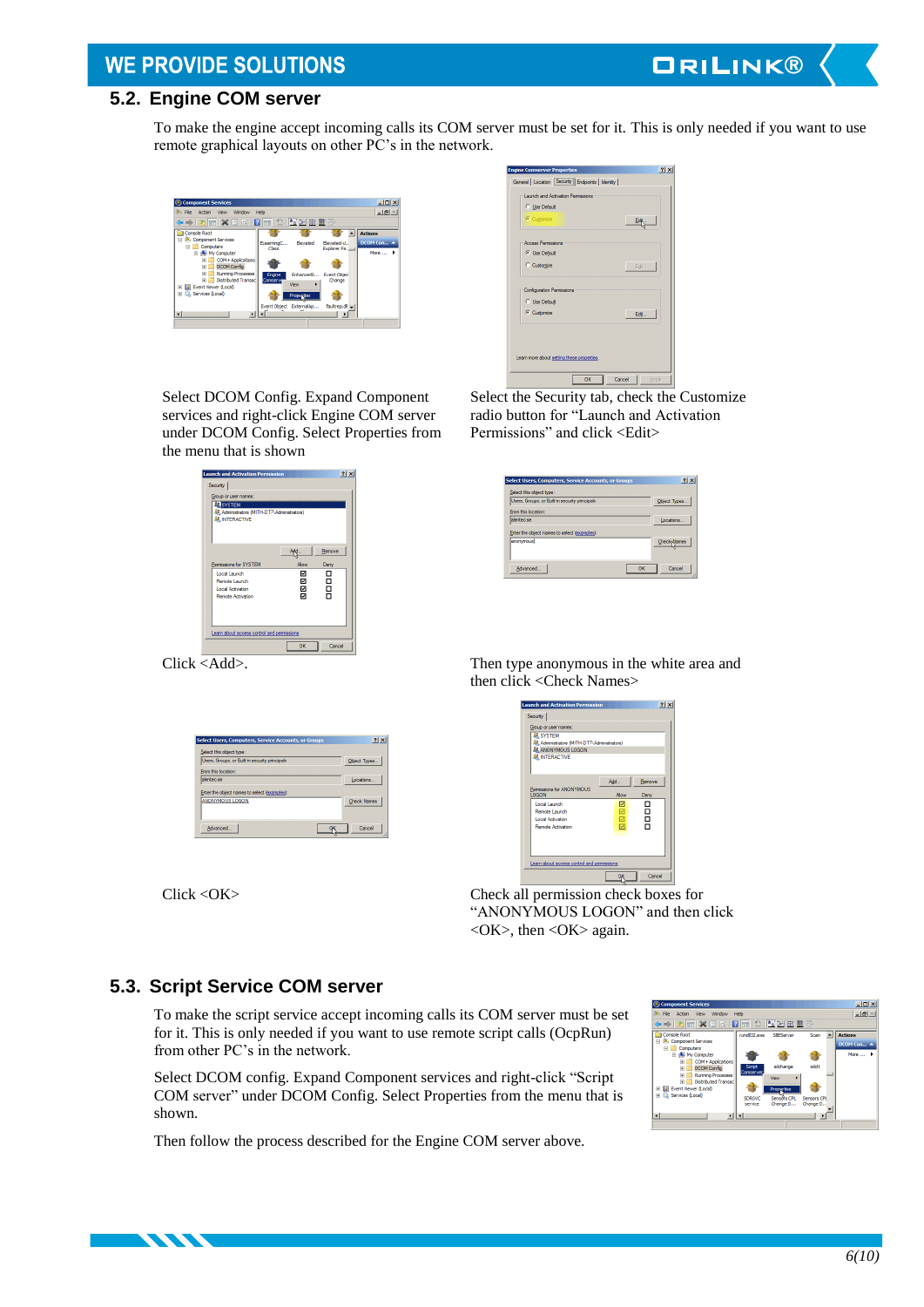## 5.2. Engine COM server

To make the engine accept incoming calls its COM server must be set for it. This is only needed if you want to use remote graphical layouts on other PC's in the network.

Select DCOM Config. Expand Component services and right-click Engine COM server under DCOM Config. Select Properties from the menu that is shown

Select the Security tab, check the Customize radio button for "Launch and Activation Permissions" and click <Edit>

Click <Add>.

Then type anonymous in the white area and then click <Check Names>

Click <OK>

Check all permission check boxes for "ANONYMOUS LOGON" and then click <OK>, then <OK> again.

## 5.3. Script Service COM server

To make the script service accept incoming calls its COM server must be set for it. This is only needed if you want to use remote script calls (OcpRun) from other PC's in the network.

Select DCOM config. Expand Component services and right-click "Script COM server" under DCOM Config. Select Properties from the menu that is shown.

Then follow the process described for the Engine COM server above.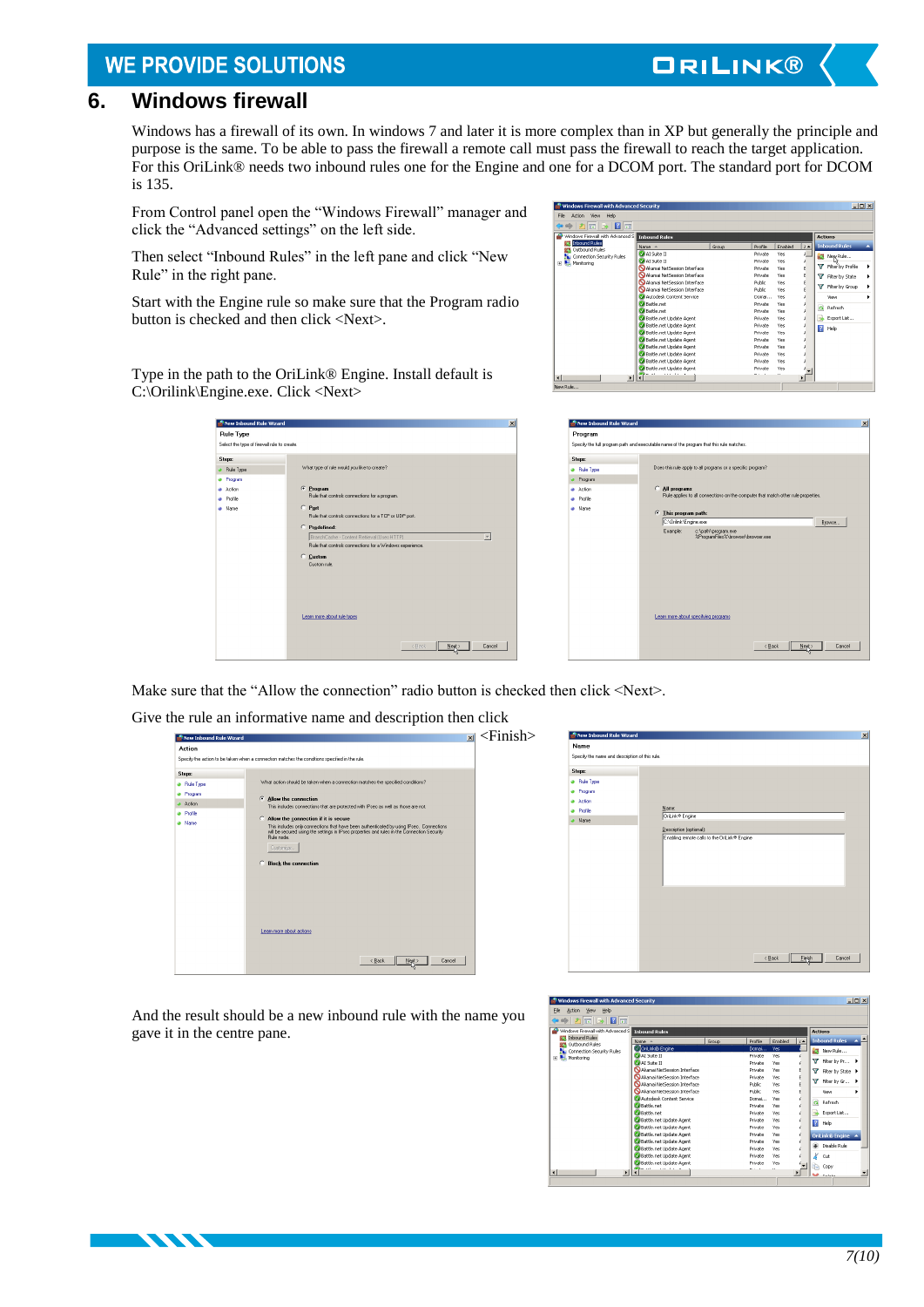# 6. Windows firewall

Windows has a firewall of its own. In windows 7 and later it is more complex than in XP but generally the principle and purpose is the same. To be able to pass the firewall a remote call must pass the firewall to reach the target application. For this OriLink® needs two inbound rules one for the Engine and one for a DCOM port. The standard port for DCOM is 135.

From Control panel open the “Windows Firewall” manager and click the “Advanced settings” on the left side.

Then select “Inbound Rules” in the left pane and click “New Rule” in the right pane.

Start with the Engine rule so make sure that the Program radio button is checked and then click <Next>.

Type in the path to the OriLink® Engine. Install default is C:\Orilink\Engine.exe. Click <Next>

Make sure that the “Allow the connection” radio button is checked then click <Next>.

Give the rule an informative name and description then click <Finish>

And the result should be a new inbound rule with the name you gave it in the centre pane.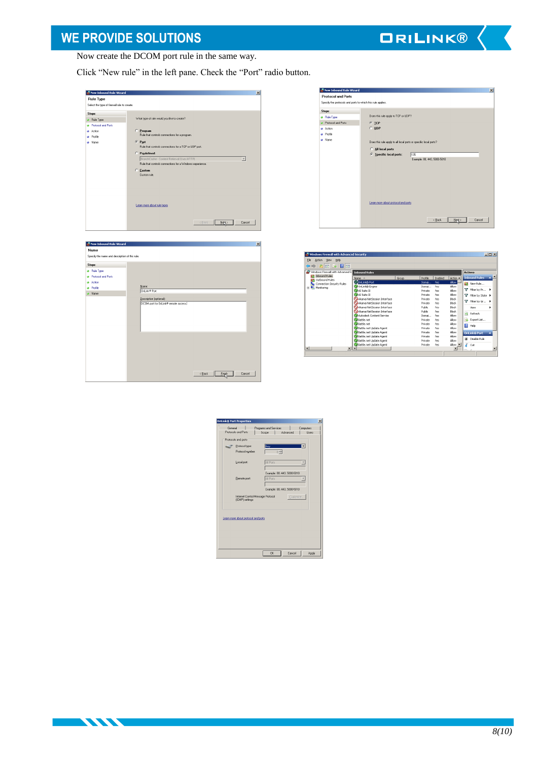Now create the DCOM port rule in the same way.

Click "New rule" in the left pane. Check the "Port" radio button.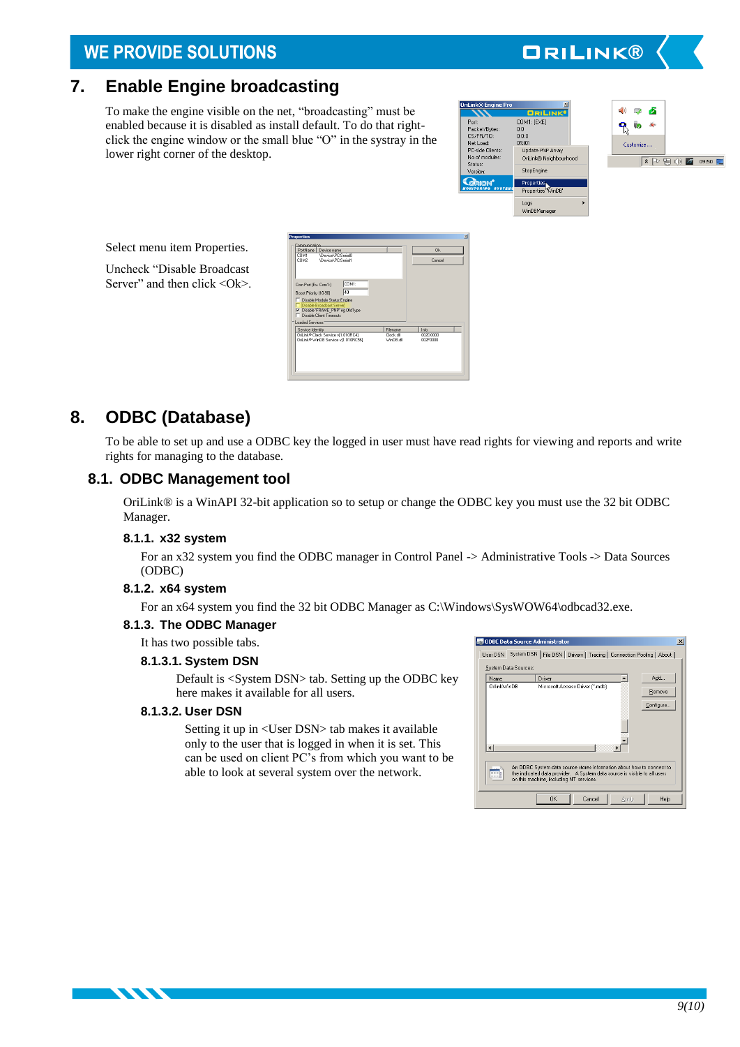# 7. Enable Engine broadcasting

To make the engine visible on the net, "broadcasting" must be enabled because it is disabled as install default. To do that right-click the engine window or the small blue "O" in the systray in the lower right corner of the desktop.

Select menu item Properties.

Uncheck "Disable Broadcast Server" and then click <Ok>.

# 8. ODBC (Database)

To be able to set up and use a ODBC key the logged in user must have read rights for viewing and reports and write rights for managing to the database.

## 8.1. ODBC Management tool

OriLink® is a WinAPI 32-bit application so to setup or change the ODBC key you must use the 32 bit ODBC Manager.

### 8.1.1. x32 system

For an x32 system you find the ODBC manager in Control Panel -> Administrative Tools -> Data Sources (ODBC)

### 8.1.2. x64 system

For an x64 system you find the 32 bit ODBC Manager as C:\Windows\SysWOW64\odbcad32.exe.

### 8.1.3. The ODBC Manager

It has two possible tabs.

#### 8.1.3.1. System DSN

Default is <System DSN> tab. Setting up the ODBC key here makes it available for all users.

#### 8.1.3.2. User DSN

Setting it up in <User DSN> tab makes it available only to the user that is logged in when it is set. This can be used on client PC's from which you want to be able to look at several system over the network.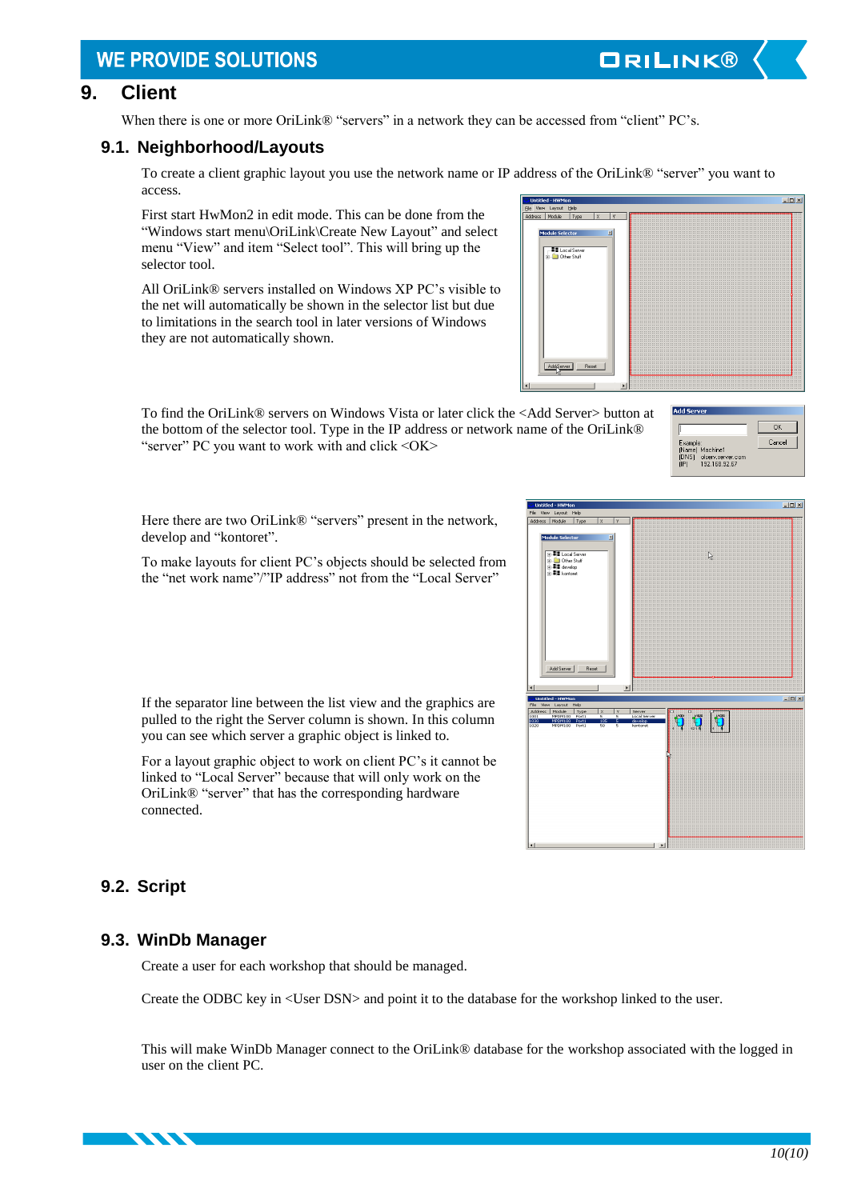# 9. Client

When there is one or more OriLink® "servers" in a network they can be accessed from "client" PC's.

## 9.1. Neighborhood/Layouts

To create a client graphic layout you use the network name or IP address of the OriLink® "server" you want to access.

First start HwMon2 in edit mode. This can be done from the "Windows start menu\OriLink\Create New Layout" and select menu "View" and item "Select tool". This will bring up the selector tool.

All OriLink® servers installed on Windows XP PC's visible to the net will automatically be shown in the selector list but due to limitations in the search tool in later versions of Windows they are not automatically shown.

To find the OriLink® servers on Windows Vista or later click the <Add Server> button at the bottom of the selector tool. Type in the IP address or network name of the OriLink® "server" PC you want to work with and click <OK>

Here there are two OriLink® "servers" present in the network, develop and "kontoret".

To make layouts for client PC's objects should be selected from the "net work name"/"IP address" not from the "Local Server"

If the separator line between the list view and the graphics are pulled to the right the Server column is shown. In this column you can see which server a graphic object is linked to.

For a layout graphic object to work on client PC's it cannot be linked to "Local Server" because that will only work on the OriLink® "server" that has the corresponding hardware connected.

## 9.2. Script

## 9.3. WinDb Manager

Create a user for each workshop that should be managed.

Create the ODBC key in <User DSN> and point it to the database for the workshop linked to the user.

This will make WinDb Manager connect to the OriLink® database for the workshop associated with the logged in user on the client PC.